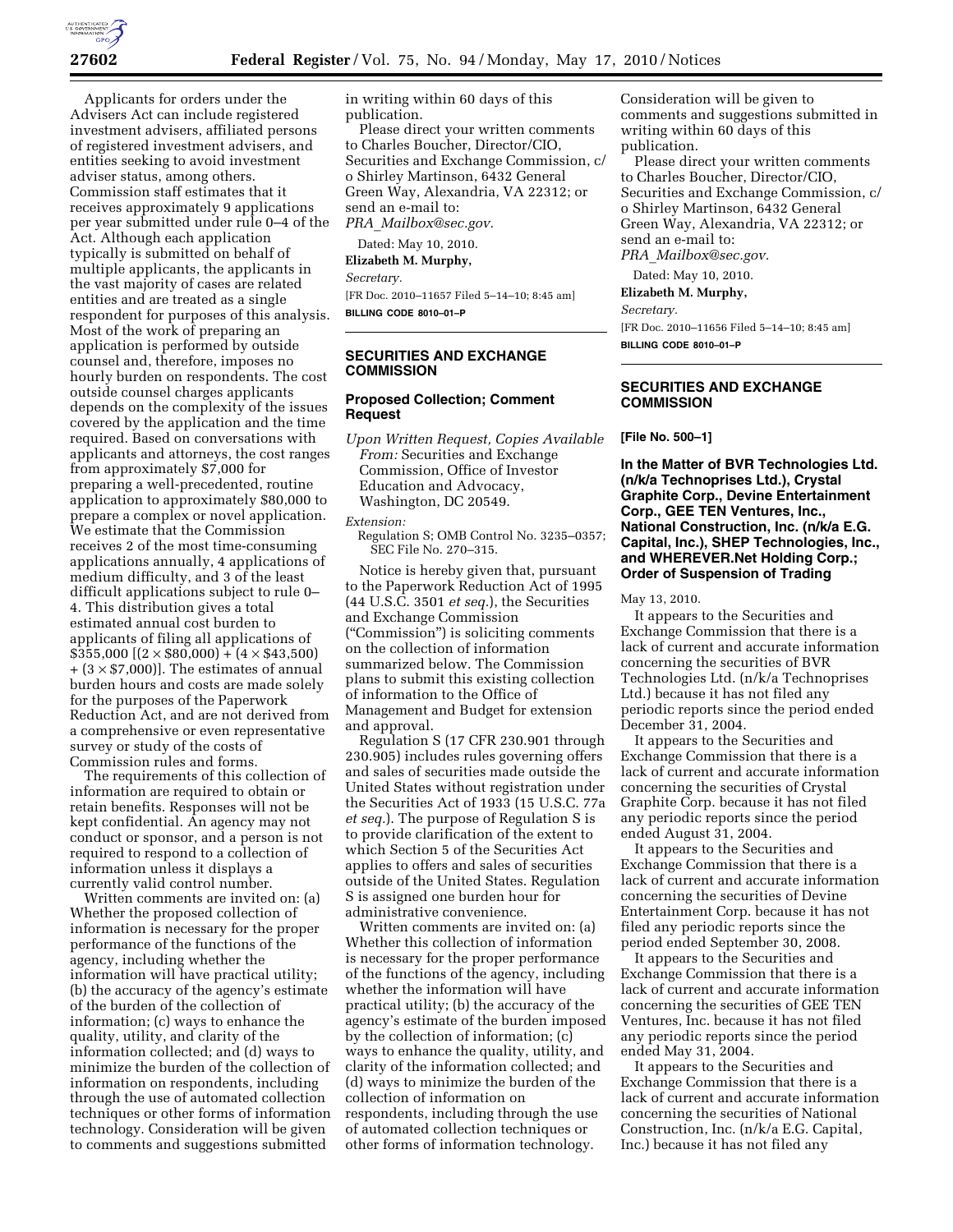Applicants for orders under the Advisers Act can include registered investment advisers, affiliated persons of registered investment advisers, and entities seeking to avoid investment adviser status, among others. Commission staff estimates that it receives approximately 9 applications per year submitted under rule 0–4 of the Act. Although each application typically is submitted on behalf of multiple applicants, the applicants in the vast majority of cases are related entities and are treated as a single respondent for purposes of this analysis. Most of the work of preparing an application is performed by outside counsel and, therefore, imposes no hourly burden on respondents. The cost outside counsel charges applicants depends on the complexity of the issues covered by the application and the time required. Based on conversations with applicants and attorneys, the cost ranges from approximately $7,000 for preparing a well-precedented, routine application to approximately $80,000 to prepare a complex or novel application. We estimate that the Commission receives 2 of the most time-consuming applications annually, 4 applications of medium difficulty, and 3 of the least difficult applications subject to rule 0–4. This distribution gives a total estimated annual cost burden to applicants of filing all applications of $355,000 [(2 × $80,000) + (4 × $43,500) + (3 × $7,000)]. The estimates of annual burden hours and costs are made solely for the purposes of the Paperwork Reduction Act, and are not derived from a comprehensive or even representative survey or study of the costs of Commission rules and forms.

The requirements of this collection of information are required to obtain or retain benefits. Responses will not be kept confidential. An agency may not conduct or sponsor, and a person is not required to respond to a collection of information unless it displays a currently valid control number.

Written comments are invited on: (a) Whether the proposed collection of information is necessary for the proper performance of the functions of the agency, including whether the information will have practical utility; (b) the accuracy of the agency's estimate of the burden of the collection of information; (c) ways to enhance the quality, utility, and clarity of the information collected; and (d) ways to minimize the burden of the collection of information on respondents, including through the use of automated collection techniques or other forms of information technology. Consideration will be given to comments and suggestions submitted in writing within 60 days of this publication.

Please direct your written comments to Charles Boucher, Director/CIO, Securities and Exchange Commission, c/o Shirley Martinson, 6432 General Green Way, Alexandria, VA 22312; or send an e-mail to: *PRA_Mailbox@sec.gov.*

Dated: May 10, 2010.

**Elizabeth M. Murphy,**

*Secretary.*

[FR Doc. 2010–11657 Filed 5–14–10; 8:45 am]

**BILLING CODE 8010–01–P**

---

## SECURITIES AND EXCHANGE COMMISSION

### Proposed Collection; Comment Request

*Upon Written Request, Copies Available From:* Securities and Exchange Commission, Office of Investor Education and Advocacy, Washington, DC 20549.

*Extension:*

Regulation S; OMB Control No. 3235–0357; SEC File No. 270–315.

Notice is hereby given that, pursuant to the Paperwork Reduction Act of 1995 (44 U.S.C. 3501 *et seq.*), the Securities and Exchange Commission ("Commission") is soliciting comments on the collection of information summarized below. The Commission plans to submit this existing collection of information to the Office of Management and Budget for extension and approval.

Regulation S (17 CFR 230.901 through 230.905) includes rules governing offers and sales of securities made outside the United States without registration under the Securities Act of 1933 (15 U.S.C. 77a *et seq.*). The purpose of Regulation S is to provide clarification of the extent to which Section 5 of the Securities Act applies to offers and sales of securities outside of the United States. Regulation S is assigned one burden hour for administrative convenience.

Written comments are invited on: (a) Whether this collection of information is necessary for the proper performance of the functions of the agency, including whether the information will have practical utility; (b) the accuracy of the agency's estimate of the burden imposed by the collection of information; (c) ways to enhance the quality, utility, and clarity of the information collected; and (d) ways to minimize the burden of the collection of information on respondents, including through the use of automated collection techniques or other forms of information technology. Consideration will be given to comments and suggestions submitted in writing within 60 days of this publication.

Please direct your written comments to Charles Boucher, Director/CIO, Securities and Exchange Commission, c/o Shirley Martinson, 6432 General Green Way, Alexandria, VA 22312; or send an e-mail to: *PRA_Mailbox@sec.gov.*

Dated: May 10, 2010.

**Elizabeth M. Murphy,**

*Secretary.*

[FR Doc. 2010–11656 Filed 5–14–10; 8:45 am]

**BILLING CODE 8010–01–P**

---

## SECURITIES AND EXCHANGE COMMISSION

**[File No. 500–1]**

### In the Matter of BVR Technologies Ltd. (n/k/a Technoprises Ltd.), Crystal Graphite Corp., Devine Entertainment Corp., GEE TEN Ventures, Inc., National Construction, Inc. (n/k/a E.G. Capital, Inc.), SHEP Technologies, Inc., and WHEREVER.Net Holding Corp.; Order of Suspension of Trading

May 13, 2010.

It appears to the Securities and Exchange Commission that there is a lack of current and accurate information concerning the securities of BVR Technologies Ltd. (n/k/a Technoprises Ltd.) because it has not filed any periodic reports since the period ended December 31, 2004.

It appears to the Securities and Exchange Commission that there is a lack of current and accurate information concerning the securities of Crystal Graphite Corp. because it has not filed any periodic reports since the period ended August 31, 2004.

It appears to the Securities and Exchange Commission that there is a lack of current and accurate information concerning the securities of Devine Entertainment Corp. because it has not filed any periodic reports since the period ended September 30, 2008.

It appears to the Securities and Exchange Commission that there is a lack of current and accurate information concerning the securities of GEE TEN Ventures, Inc. because it has not filed any periodic reports since the period ended May 31, 2004.

It appears to the Securities and Exchange Commission that there is a lack of current and accurate information concerning the securities of National Construction, Inc. (n/k/a E.G. Capital, Inc.) because it has not filed any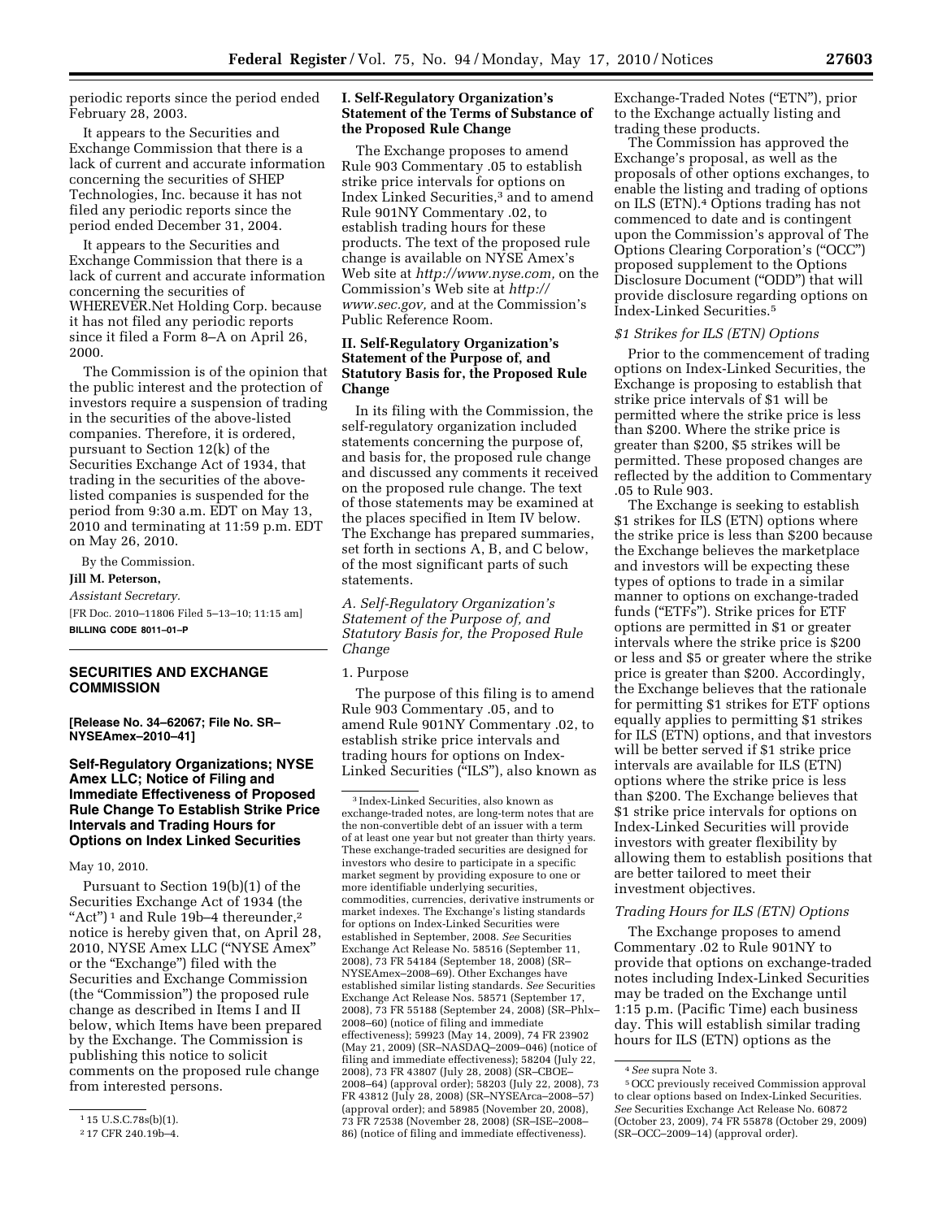periodic reports since the period ended February 28, 2003.

It appears to the Securities and Exchange Commission that there is a lack of current and accurate information concerning the securities of SHEP Technologies, Inc. because it has not filed any periodic reports since the period ended December 31, 2004.

It appears to the Securities and Exchange Commission that there is a lack of current and accurate information concerning the securities of WHEREVER.Net Holding Corp. because it has not filed any periodic reports since it filed a Form 8–A on April 26, 2000.

The Commission is of the opinion that the public interest and the protection of investors require a suspension of trading in the securities of the above-listed companies. Therefore, it is ordered, pursuant to Section 12(k) of the Securities Exchange Act of 1934, that trading in the securities of the above-listed companies is suspended for the period from 9:30 a.m. EDT on May 13, 2010 and terminating at 11:59 p.m. EDT on May 26, 2010.

By the Commission.

**Jill M. Peterson,**

*Assistant Secretary.*

[FR Doc. 2010–11806 Filed 5–13–10; 11:15 am]

**BILLING CODE 8011–01–P**

## SECURITIES AND EXCHANGE COMMISSION

**[Release No. 34–62067; File No. SR–NYSEAmex–2010–41]**

## Self-Regulatory Organizations; NYSE Amex LLC; Notice of Filing and Immediate Effectiveness of Proposed Rule Change To Establish Strike Price Intervals and Trading Hours for Options on Index Linked Securities

May 10, 2010.

Pursuant to Section 19(b)(1) of the Securities Exchange Act of 1934 (the "Act") [1] and Rule 19b–4 thereunder,[2] notice is hereby given that, on April 28, 2010, NYSE Amex LLC ("NYSE Amex" or the "Exchange") filed with the Securities and Exchange Commission (the "Commission") the proposed rule change as described in Items I and II below, which Items have been prepared by the Exchange. The Commission is publishing this notice to solicit comments on the proposed rule change from interested persons.

### I. Self-Regulatory Organization's Statement of the Terms of Substance of the Proposed Rule Change

The Exchange proposes to amend Rule 903 Commentary .05 to establish strike price intervals for options on Index Linked Securities,[3] and to amend Rule 901NY Commentary .02, to establish trading hours for these products. The text of the proposed rule change is available on NYSE Amex's Web site at *http://www.nyse.com,* on the Commission's Web site at *http://www.sec.gov,* and at the Commission's Public Reference Room.

### II. Self-Regulatory Organization's Statement of the Purpose of, and Statutory Basis for, the Proposed Rule Change

In its filing with the Commission, the self-regulatory organization included statements concerning the purpose of, and basis for, the proposed rule change and discussed any comments it received on the proposed rule change. The text of those statements may be examined at the places specified in Item IV below. The Exchange has prepared summaries, set forth in sections A, B, and C below, of the most significant parts of such statements.

*A. Self-Regulatory Organization's Statement of the Purpose of, and Statutory Basis for, the Proposed Rule Change*

1. Purpose

The purpose of this filing is to amend Rule 903 Commentary .05, and to amend Rule 901NY Commentary .02, to establish strike price intervals and trading hours for options on Index-Linked Securities ("ILS"), also known as Exchange-Traded Notes ("ETN"), prior to the Exchange actually listing and trading these products.

The Commission has approved the Exchange's proposal, as well as the proposals of other options exchanges, to enable the listing and trading of options on ILS (ETN).[4] Options trading has not commenced to date and is contingent upon the Commission's approval of The Options Clearing Corporation's ("OCC") proposed supplement to the Options Disclosure Document ("ODD") that will provide disclosure regarding options on Index-Linked Securities.[5]

*$1 Strikes for ILS (ETN) Options*

Prior to the commencement of trading options on Index-Linked Securities, the Exchange is proposing to establish that strike price intervals of $1 will be permitted where the strike price is less than $200. Where the strike price is greater than $200, $5 strikes will be permitted. These proposed changes are reflected by the addition to Commentary .05 to Rule 903.

The Exchange is seeking to establish $1 strikes for ILS (ETN) options where the strike price is less than $200 because the Exchange believes the marketplace and investors will be expecting these types of options to trade in a similar manner to options on exchange-traded funds ("ETFs"). Strike prices for ETF options are permitted in $1 or greater intervals where the strike price is $200 or less and $5 or greater where the strike price is greater than $200. Accordingly, the Exchange believes that the rationale for permitting $1 strikes for ETF options equally applies to permitting $1 strikes for ILS (ETN) options, and that investors will be better served if $1 strike price intervals are available for ILS (ETN) options where the strike price is less than $200. The Exchange believes that $1 strike price intervals for options on Index-Linked Securities will provide investors with greater flexibility by allowing them to establish positions that are better tailored to meet their investment objectives.

*Trading Hours for ILS (ETN) Options*

The Exchange proposes to amend Commentary .02 to Rule 901NY to provide that options on exchange-traded notes including Index-Linked Securities may be traded on the Exchange until 1:15 p.m. (Pacific Time) each business day. This will establish similar trading hours for ILS (ETN) options as the

---

[1] 15 U.S.C.78s(b)(1).

[2] 17 CFR 240.19b–4.

[3] Index-Linked Securities, also known as exchange-traded notes, are long-term notes that are the non-convertible debt of an issuer with a term of at least one year but not greater than thirty years. These exchange-traded securities are designed for investors who desire to participate in a specific market segment by providing exposure to one or more identifiable underlying securities, commodities, currencies, derivative instruments or market indexes. The Exchange's listing standards for options on Index-Linked Securities were established in September, 2008. *See* Securities Exchange Act Release No. 58516 (September 11, 2008), 73 FR 54184 (September 18, 2008) (SR–NYSEAmex–2008–69). Other Exchanges have established similar listing standards. *See* Securities Exchange Act Release Nos. 58571 (September 17, 2008), 73 FR 55188 (September 24, 2008) (SR–Phlx–2008–60) (notice of filing and immediate effectiveness); 59923 (May 14, 2009), 74 FR 23902 (May 21, 2009) (SR–NASDAQ–2009–046) (notice of filing and immediate effectiveness); 58204 (July 22, 2008), 73 FR 43807 (July 28, 2008) (SR–CBOE–2008–64) (approval order); 58203 (July 22, 2008), 73 FR 43812 (July 28, 2008) (SR–NYSEArca–2008–57) (approval order); and 58985 (November 20, 2008), 73 FR 72538 (November 28, 2008) (SR–ISE–2008–86) (notice of filing and immediate effectiveness).

[4] *See* supra Note 3.

[5] OCC previously received Commission approval to clear options based on Index-Linked Securities. *See* Securities Exchange Act Release No. 60872 (October 23, 2009), 74 FR 55878 (October 29, 2009) (SR–OCC–2009–14) (approval order).